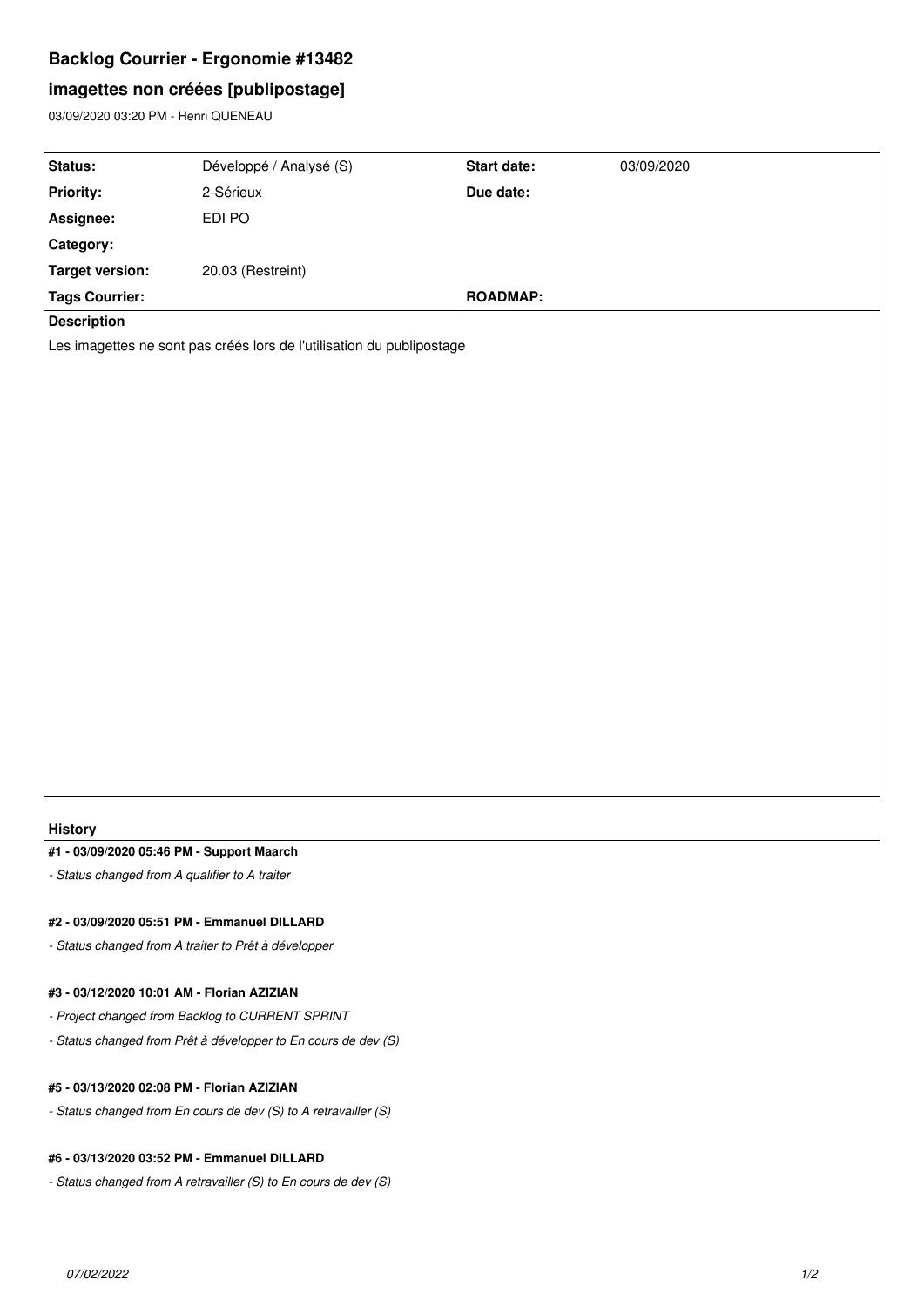# Backlog Courrier - Ergonomie #13482

## imagettes non créées [publipostage]

03/09/2020 03:20 PM - Henri QUENEAU

| | | | |
|---|---|---|---|
| **Status:** | Développé / Analysé (S) | **Start date:** | 03/09/2020 |
| **Priority:** | 2-Sérieux | **Due date:** | |
| **Assignee:** | EDI PO | | |
| **Category:** | | | |
| **Target version:** | 20.03 (Restreint) | | |
| **Tags Courrier:** | | **ROADMAP:** | |

**Description**

Les imagettes ne sont pas créés lors de l'utilisation du publipostage

### History

#### #1 - 03/09/2020 05:46 PM - Support Maarch

- *Status changed from A qualifier to A traiter*

#### #2 - 03/09/2020 05:51 PM - Emmanuel DILLARD

- *Status changed from A traiter to Prêt à développer*

#### #3 - 03/12/2020 10:01 AM - Florian AZIZIAN

- *Project changed from Backlog to CURRENT SPRINT*
- *Status changed from Prêt à développer to En cours de dev (S)*

#### #5 - 03/13/2020 02:08 PM - Florian AZIZIAN

- *Status changed from En cours de dev (S) to A retravailler (S)*

#### #6 - 03/13/2020 03:52 PM - Emmanuel DILLARD

- *Status changed from A retravailler (S) to En cours de dev (S)*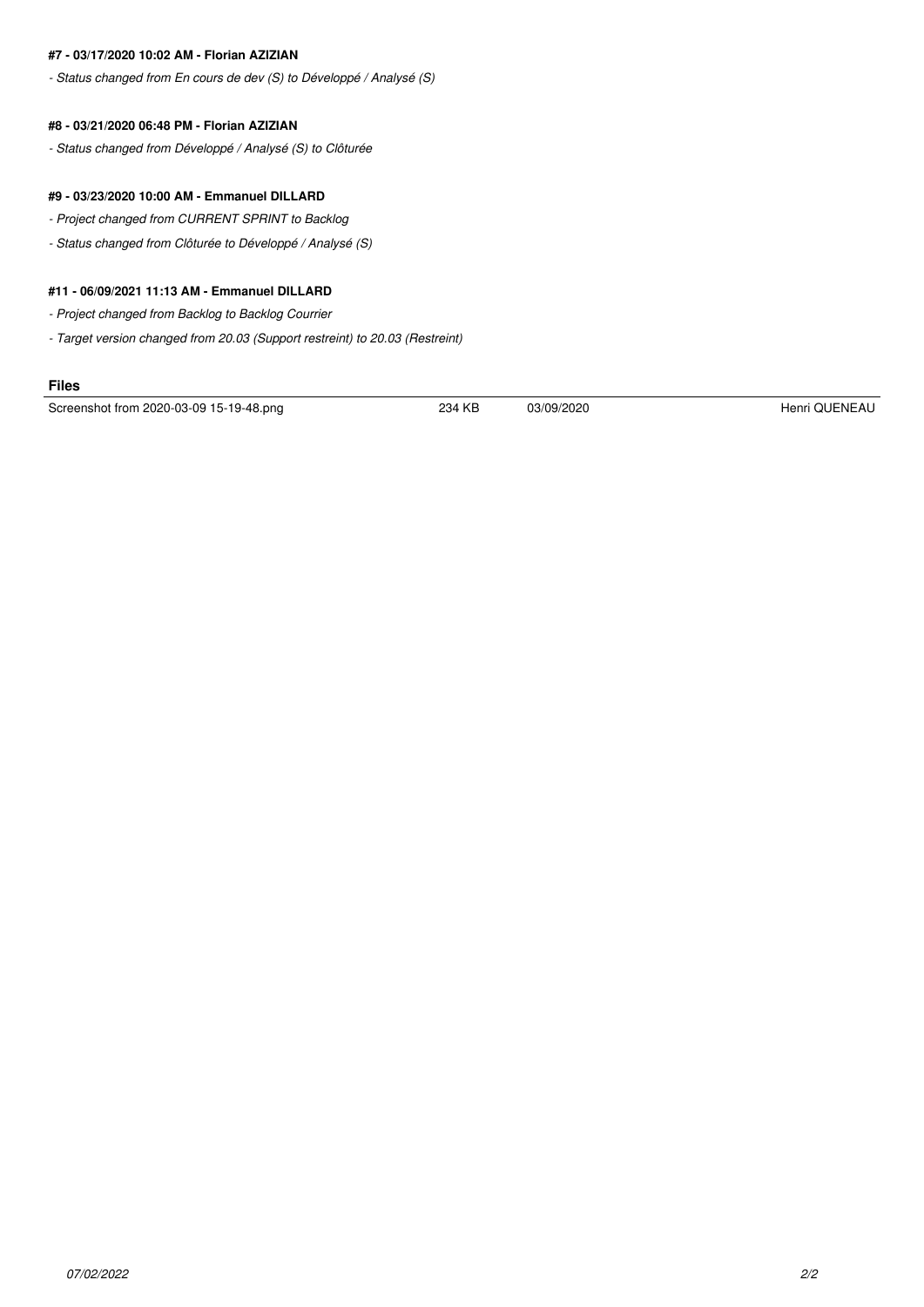#### #7 - 03/17/2020 10:02 AM - Florian AZIZIAN

*- Status changed from En cours de dev (S) to Développé / Analysé (S)*

#### #8 - 03/21/2020 06:48 PM - Florian AZIZIAN

*- Status changed from Développé / Analysé (S) to Clôturée*

#### #9 - 03/23/2020 10:00 AM - Emmanuel DILLARD

*- Project changed from CURRENT SPRINT to Backlog*

*- Status changed from Clôturée to Développé / Analysé (S)*

#### #11 - 06/09/2021 11:13 AM - Emmanuel DILLARD

*- Project changed from Backlog to Backlog Courrier*

*- Target version changed from 20.03 (Support restreint) to 20.03 (Restreint)*

### Files

| | | | |
|---|---|---|---|
| Screenshot from 2020-03-09 15-19-48.png | 234 KB | 03/09/2020 | Henri QUENEAU |